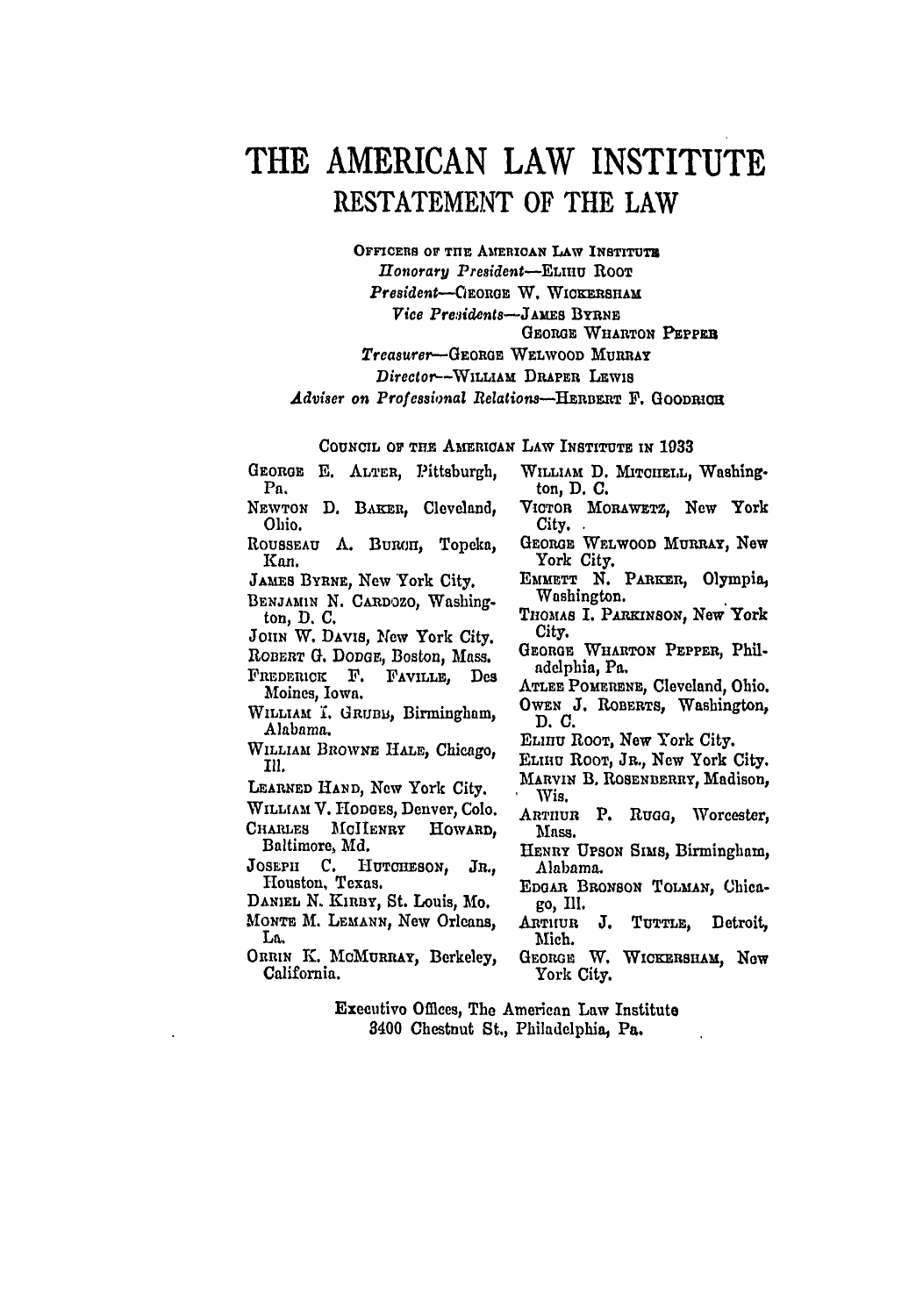# THE AMERICAN LAW INSTITUTE

## RESTATEMENT OF THE LAW

OFFICERS OF THE AMERICAN LAW INSTITUTE

*Honorary President*—ELIHU ROOT

*President*—GEORGE W. WICKERSHAM

*Vice Presidents*—JAMES BYRNE
GEORGE WHARTON PEPPER

*Treasurer*—GEORGE WELWOOD MURRAY

*Director*—WILLIAM DRAPER LEWIS

*Adviser on Professional Relations*—HERBERT F. GOODRICH

COUNCIL OF THE AMERICAN LAW INSTITUTE IN 1933

GEORGE E. ALTER, Pittsburgh, Pa.
NEWTON D. BAKER, Cleveland, Ohio.
ROUSSEAU A. BURCH, Topeka, Kan.
JAMES BYRNE, New York City.
BENJAMIN N. CARDOZO, Washington, D. C.
JOHN W. DAVIS, New York City.
ROBERT G. DODGE, Boston, Mass.
FREDERICK F. FAVILLE, Des Moines, Iowa.
WILLIAM I. GRUBB, Birmingham, Alabama.
WILLIAM BROWNE HALE, Chicago, Ill.
LEARNED HAND, New York City.
WILLIAM V. HODGES, Denver, Colo.
CHARLES MCHENRY HOWARD, Baltimore, Md.
JOSEPH C. HUTCHESON, JR., Houston, Texas.
DANIEL N. KIRBY, St. Louis, Mo.
MONTE M. LEMANN, New Orleans, La.
ORRIN K. MCMURRAY, Berkeley, California.
WILLIAM D. MITCHELL, Washington, D. C.
VICTOR MORAWETZ, New York City.
GEORGE WELWOOD MURRAY, New York City.
EMMETT N. PARKER, Olympia, Washington.
THOMAS I. PARKINSON, New York City.
GEORGE WHARTON PEPPER, Philadelphia, Pa.
ATLEE POMERENE, Cleveland, Ohio.
OWEN J. ROBERTS, Washington, D. C.
ELIHU ROOT, New York City.
ELIHU ROOT, JR., New York City.
MARVIN B. ROSENBERRY, Madison, Wis.
ARTHUR P. RUGG, Worcester, Mass.
HENRY UPSON SIMS, Birmingham, Alabama.
EDGAR BRONSON TOLMAN, Chicago, Ill.
ARTHUR J. TUTTLE, Detroit, Mich.
GEORGE W. WICKERSHAM, New York City.

Executive Offices, The American Law Institute
3400 Chestnut St., Philadelphia, Pa.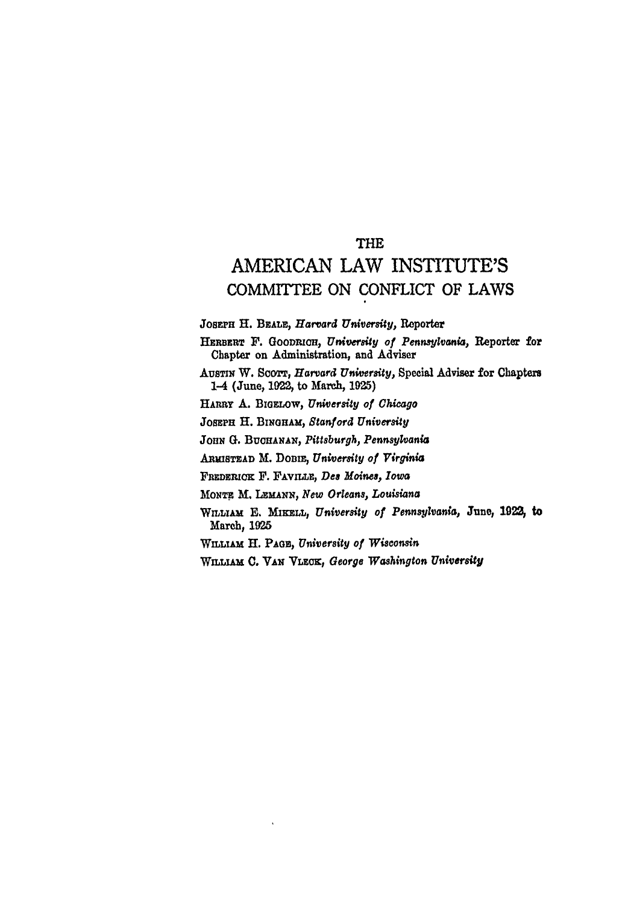# THE AMERICAN LAW INSTITUTE'S COMMITTEE ON CONFLICT OF LAWS

JOSEPH H. BEALE, *Harvard University*, Reporter

HERBERT F. GOODRICH, *University of Pennsylvania*, Reporter for Chapter on Administration, and Adviser

AUSTIN W. SCOTT, *Harvard University*, Special Adviser for Chapters 1-4 (June, 1922, to March, 1925)

HARRY A. BIGELOW, *University of Chicago*

JOSEPH H. BINGHAM, *Stanford University*

JOHN G. BUCHANAN, *Pittsburgh, Pennsylvania*

ARMISTEAD M. DOBIE, *University of Virginia*

FREDERICK F. FAVILLE, *Des Moines, Iowa*

MONTE M. LEMANN, *New Orleans, Louisiana*

WILLIAM E. MIKELL, *University of Pennsylvania*, June, 1922, to March, 1925

WILLIAM H. PAGE, *University of Wisconsin*

WILLIAM C. VAN VLECK, *George Washington University*